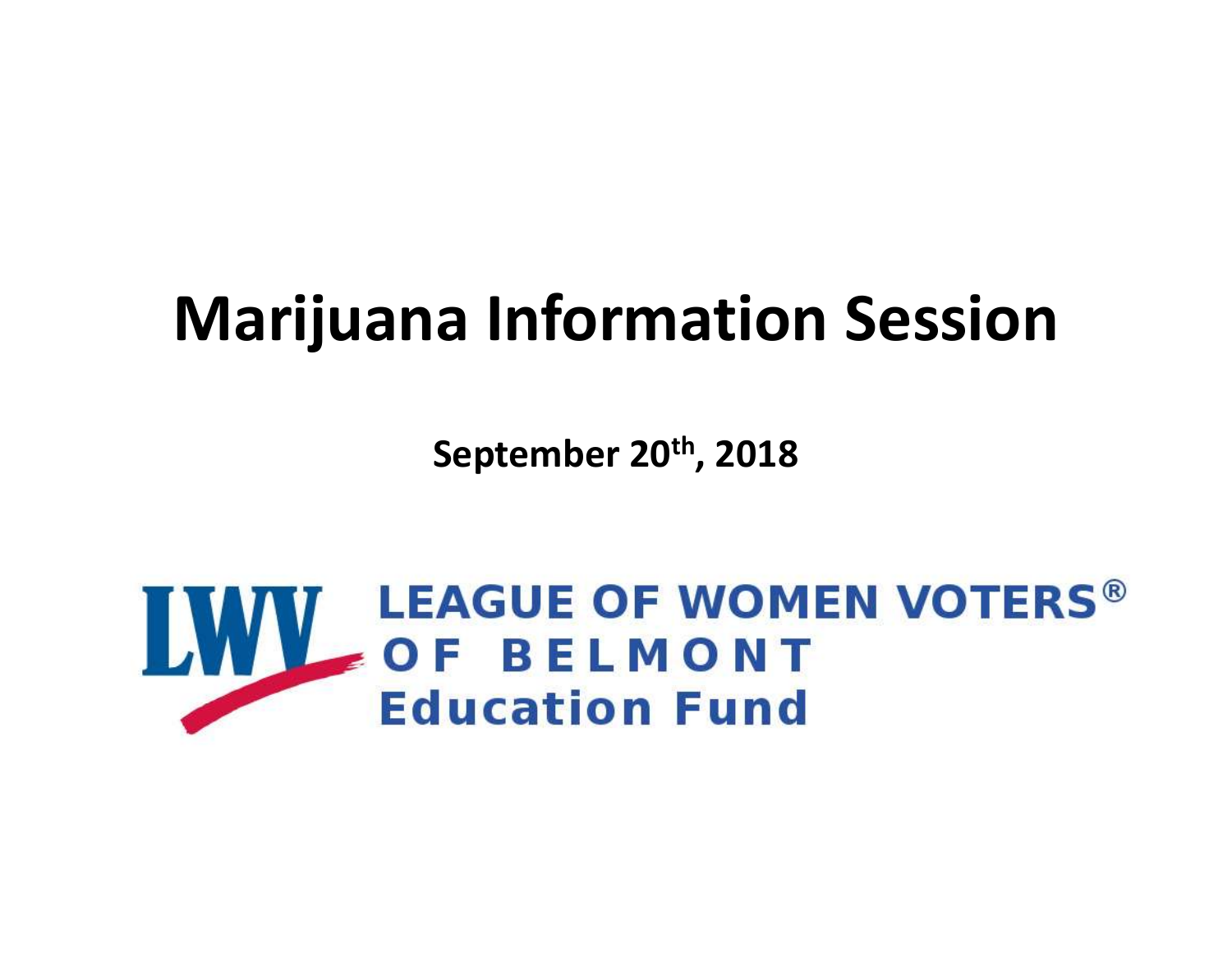# Marijuana Information Session

**September 20th, 2018**

LWV LEAGUE OF WOMEN VOTERS® OF BELMONT Education Fund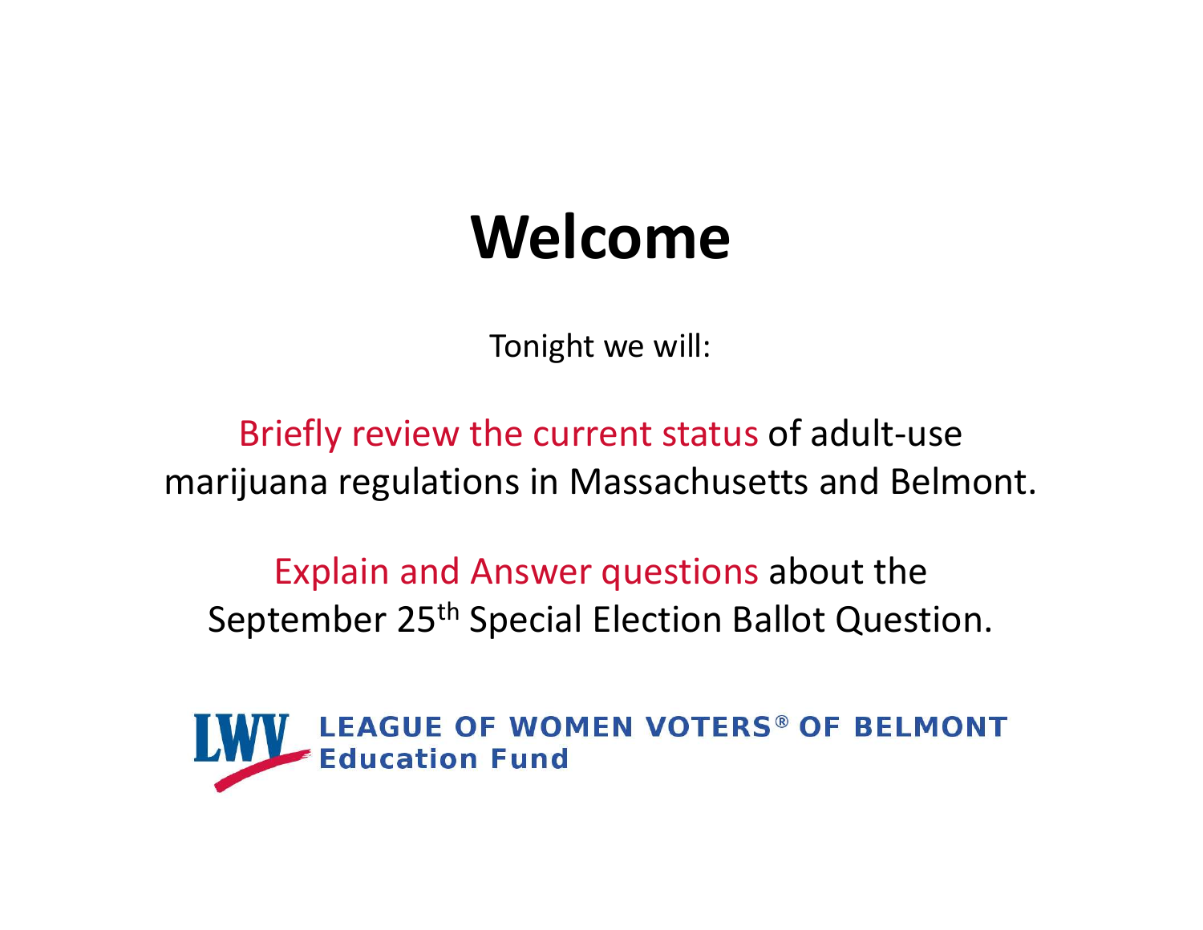# Welcome

Tonight we will:

Briefly review the current status of adult-use marijuana regulations in Massachusetts and Belmont.

Explain and Answer questions about the September 25th Special Election Ballot Question.

LWV LEAGUE OF WOMEN VOTERS® OF BELMONT
Education Fund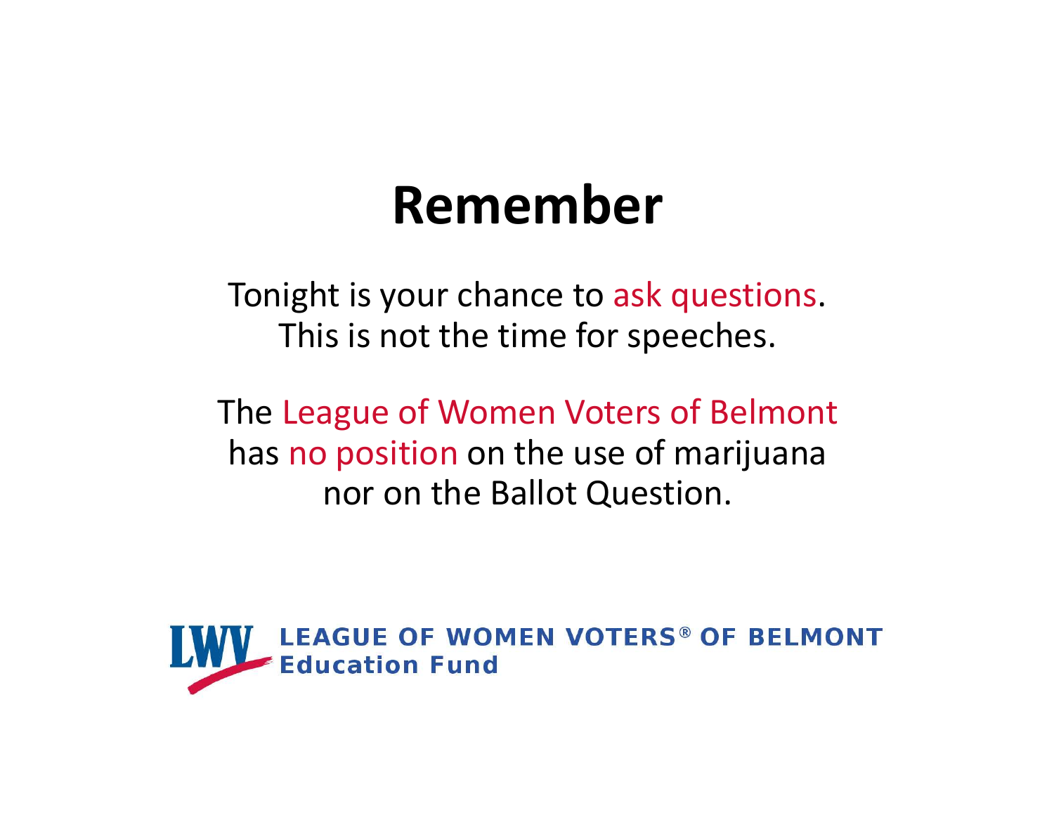# Remember

Tonight is your chance to ask questions.
This is not the time for speeches.

The League of Women Voters of Belmont has no position on the use of marijuana nor on the Ballot Question.

LWV LEAGUE OF WOMEN VOTERS® OF BELMONT
Education Fund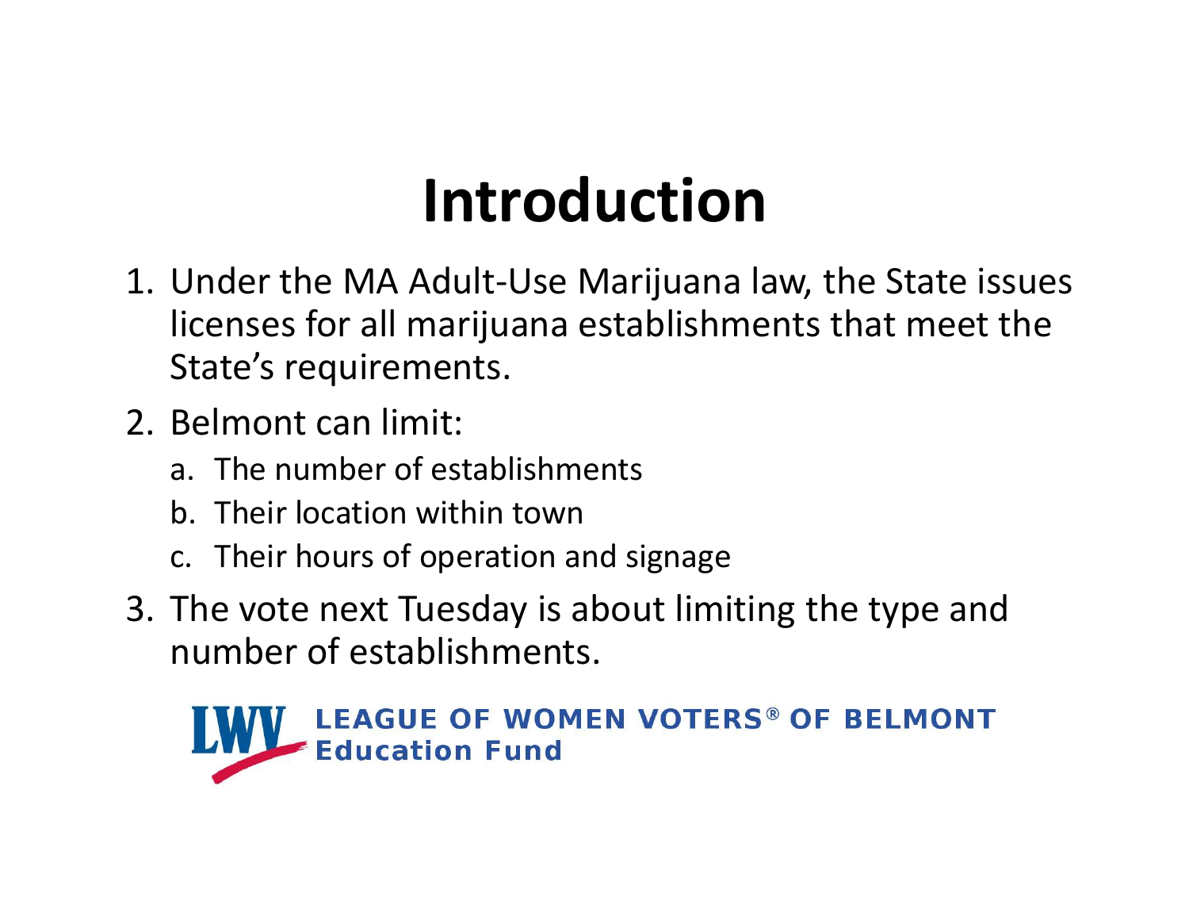# Introduction

1. Under the MA Adult-Use Marijuana law, the State issues licenses for all marijuana establishments that meet the State's requirements.
2. Belmont can limit:
   a. The number of establishments
   b. Their location within town
   c. Their hours of operation and signage
3. The vote next Tuesday is about limiting the type and number of establishments.

LEAGUE OF WOMEN VOTERS® OF BELMONT
Education Fund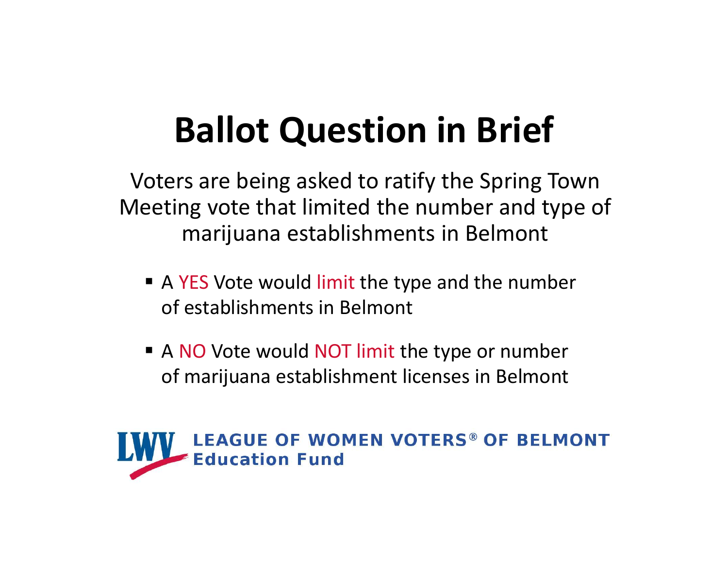# Ballot Question in Brief

Voters are being asked to ratify the Spring Town Meeting vote that limited the number and type of marijuana establishments in Belmont

- A YES Vote would limit the type and the number of establishments in Belmont
- A NO Vote would NOT limit the type or number of marijuana establishment licenses in Belmont

LWV LEAGUE OF WOMEN VOTERS® OF BELMONT
Education Fund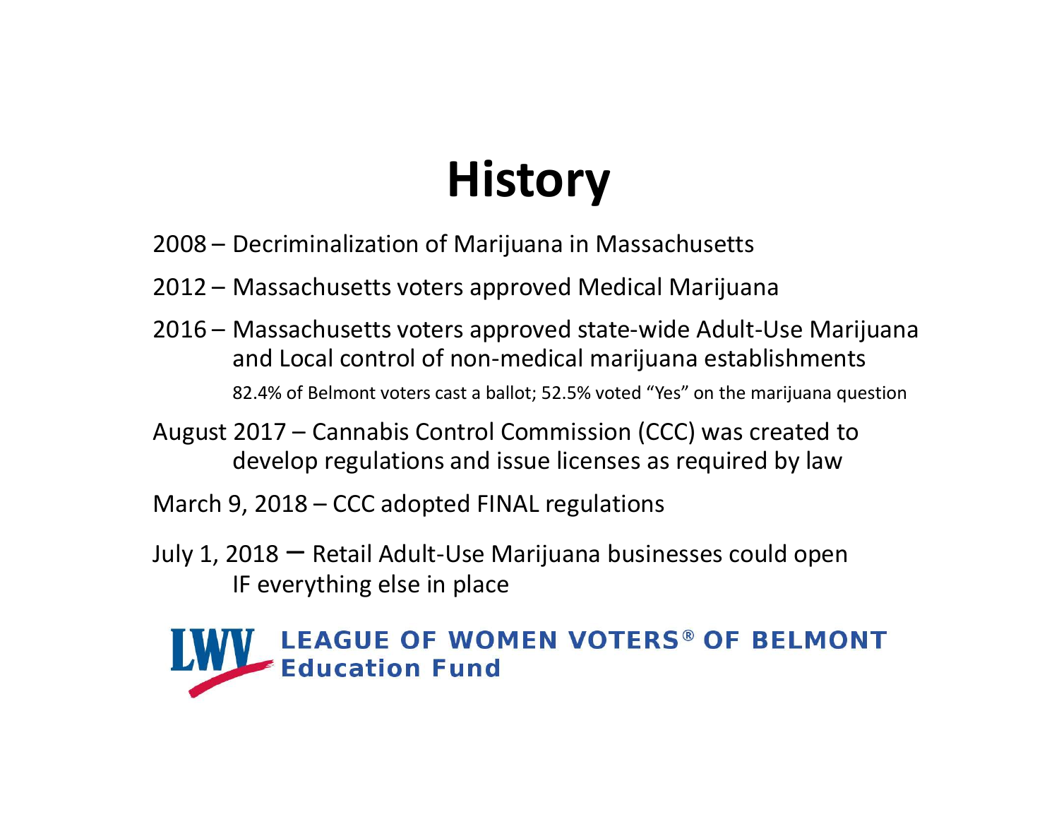# History

2008 – Decriminalization of Marijuana in Massachusetts

2012 – Massachusetts voters approved Medical Marijuana

2016 – Massachusetts voters approved state-wide Adult-Use Marijuana and Local control of non-medical marijuana establishments

82.4% of Belmont voters cast a ballot; 52.5% voted "Yes" on the marijuana question

August 2017 – Cannabis Control Commission (CCC) was created to develop regulations and issue licenses as required by law

March 9, 2018 – CCC adopted FINAL regulations

July 1, 2018 – Retail Adult-Use Marijuana businesses could open IF everything else in place

LEAGUE OF WOMEN VOTERS® OF BELMONT
Education Fund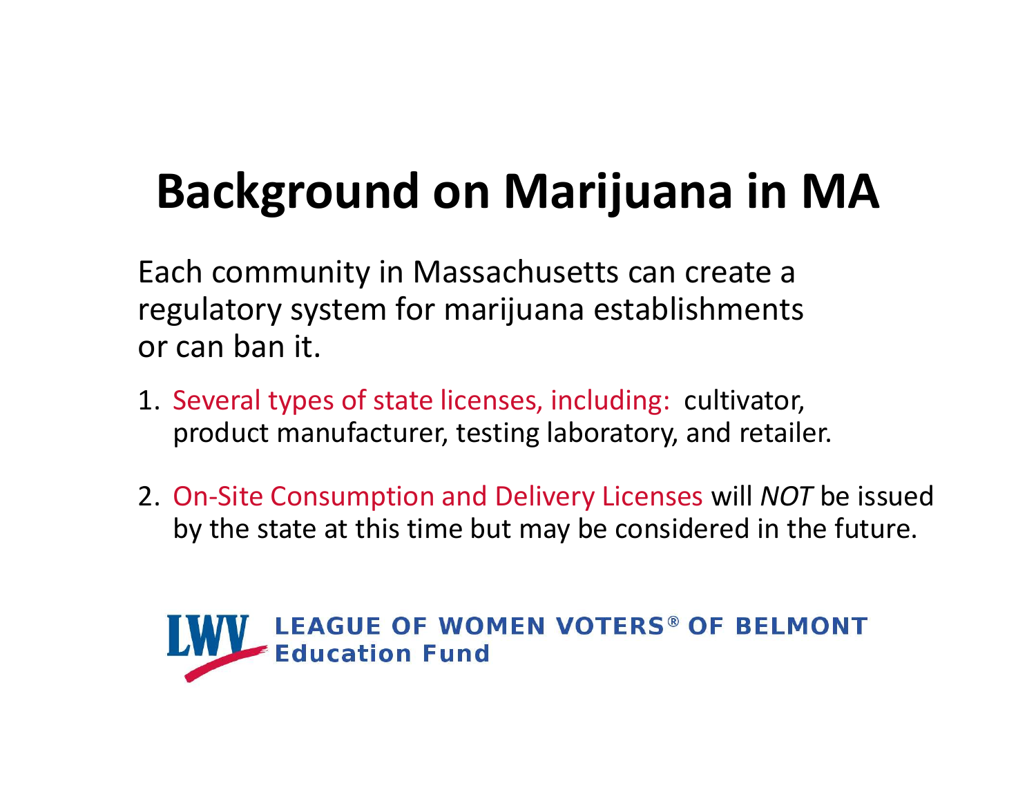# Background on Marijuana in MA

Each community in Massachusetts can create a regulatory system for marijuana establishments or can ban it.

1. Several types of state licenses, including: cultivator, product manufacturer, testing laboratory, and retailer.

2. On-Site Consumption and Delivery Licenses will *NOT* be issued by the state at this time but may be considered in the future.

LWV LEAGUE OF WOMEN VOTERS® OF BELMONT
Education Fund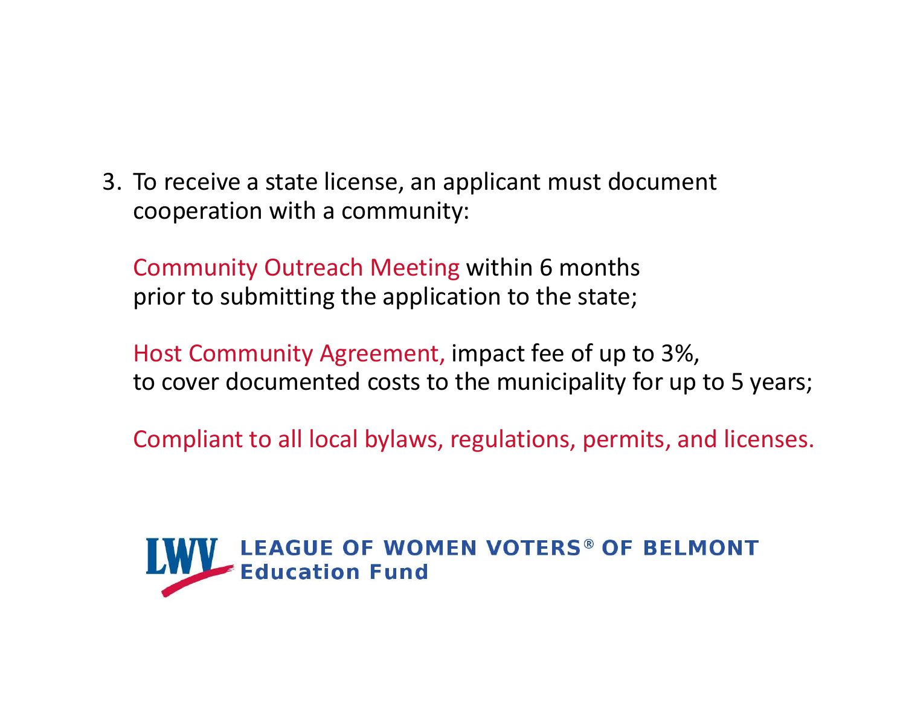3. To receive a state license, an applicant must document cooperation with a community:

   Community Outreach Meeting within 6 months prior to submitting the application to the state;

   Host Community Agreement, impact fee of up to 3%, to cover documented costs to the municipality for up to 5 years;

   Compliant to all local bylaws, regulations, permits, and licenses.

LEAGUE OF WOMEN VOTERS® OF BELMONT
Education Fund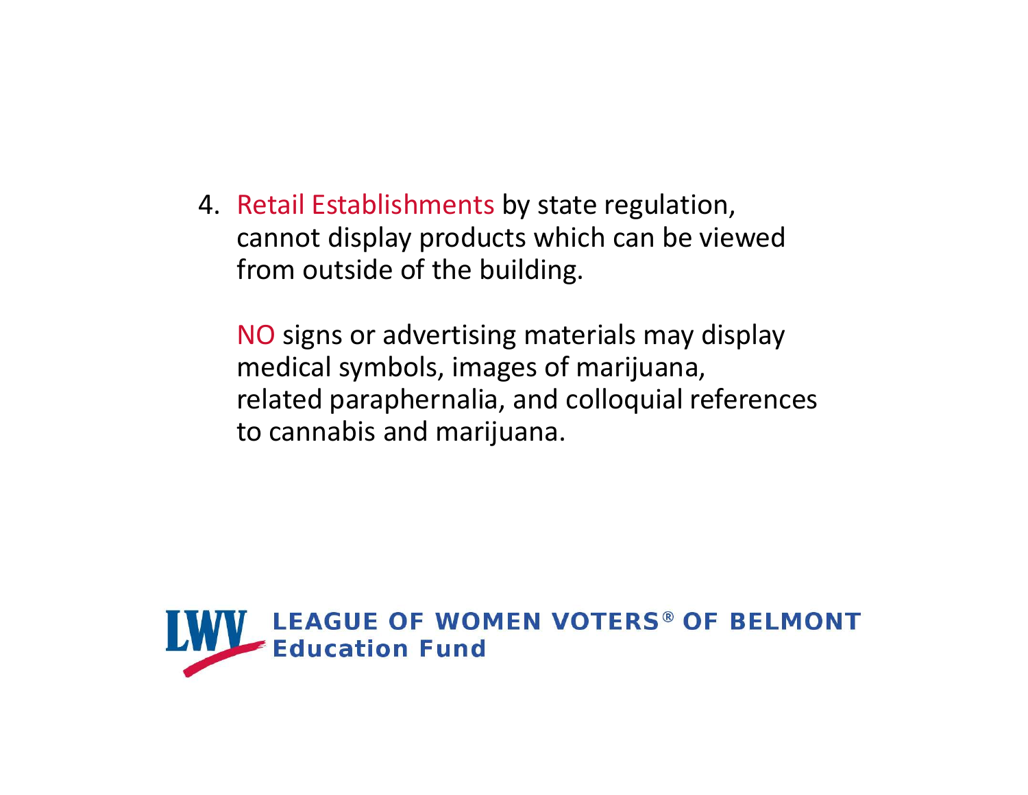4. Retail Establishments by state regulation, cannot display products which can be viewed from outside of the building.

   NO signs or advertising materials may display medical symbols, images of marijuana, related paraphernalia, and colloquial references to cannabis and marijuana.

LWV LEAGUE OF WOMEN VOTERS® OF BELMONT Education Fund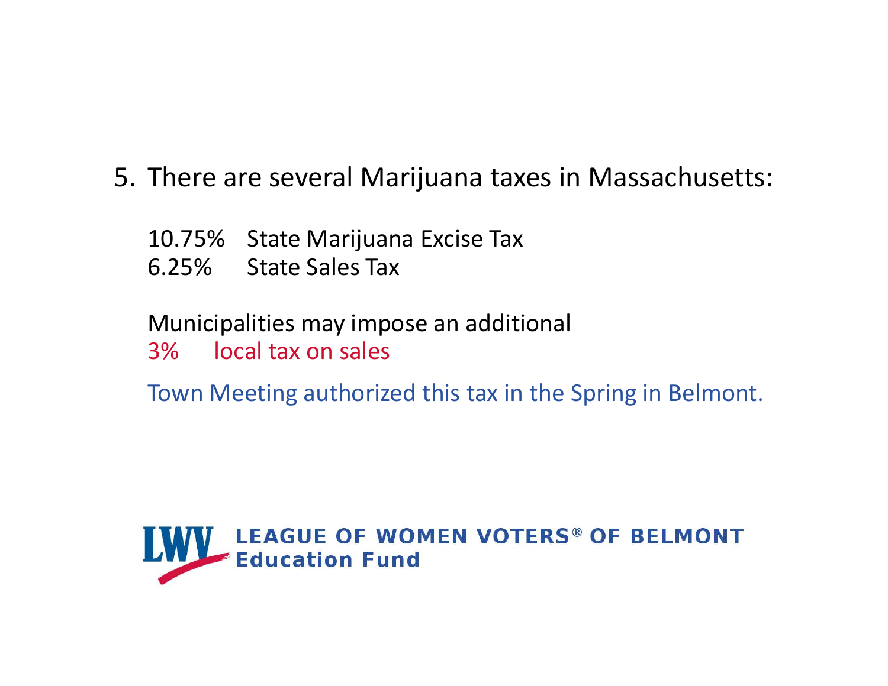5. There are several Marijuana taxes in Massachusetts:

   10.75% State Marijuana Excise Tax
   6.25% State Sales Tax

   Municipalities may impose an additional
   3% local tax on sales

   Town Meeting authorized this tax in the Spring in Belmont.

LEAGUE OF WOMEN VOTERS® OF BELMONT
Education Fund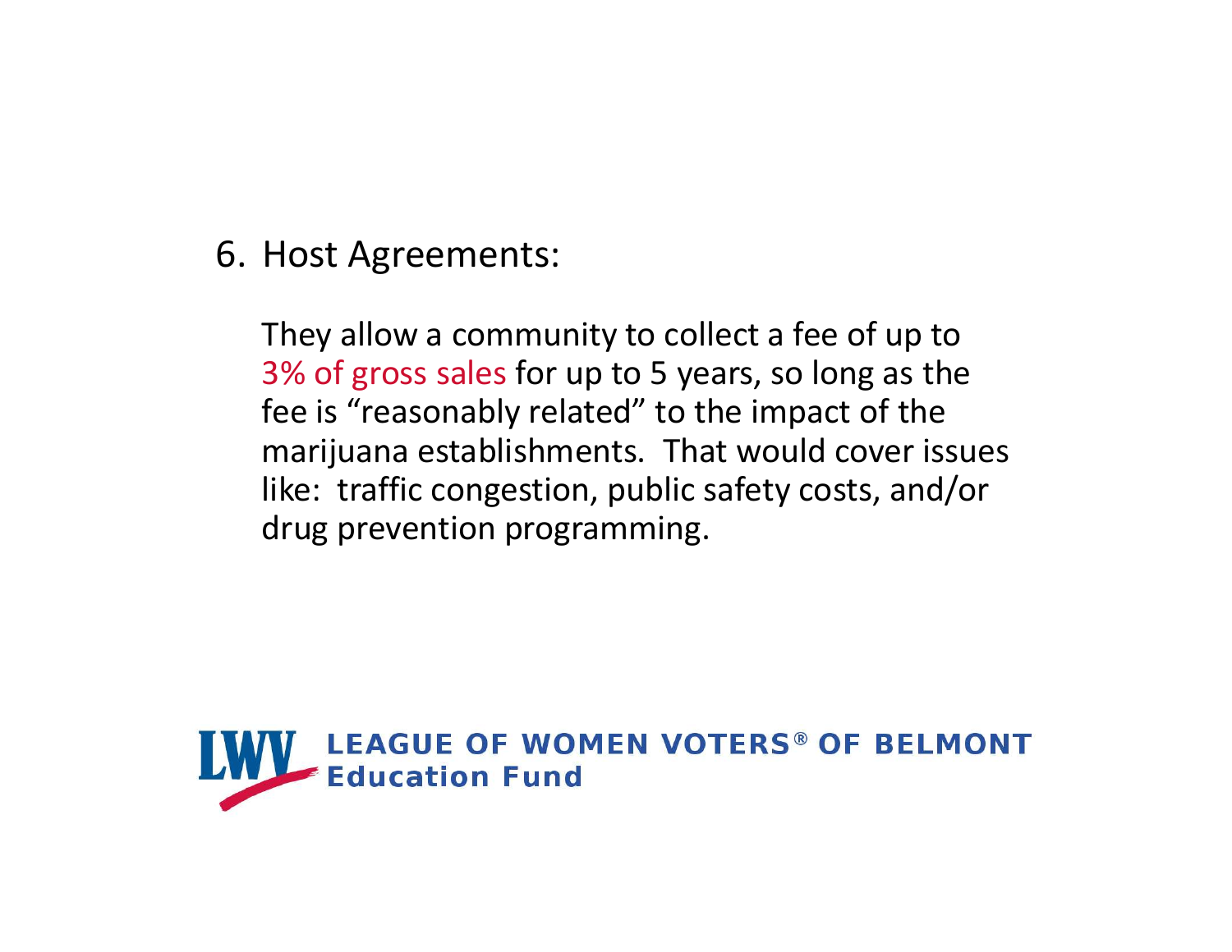6. Host Agreements:

   They allow a community to collect a fee of up to 3% of gross sales for up to 5 years, so long as the fee is "reasonably related" to the impact of the marijuana establishments. That would cover issues like: traffic congestion, public safety costs, and/or drug prevention programming.

LWV LEAGUE OF WOMEN VOTERS® OF BELMONT
Education Fund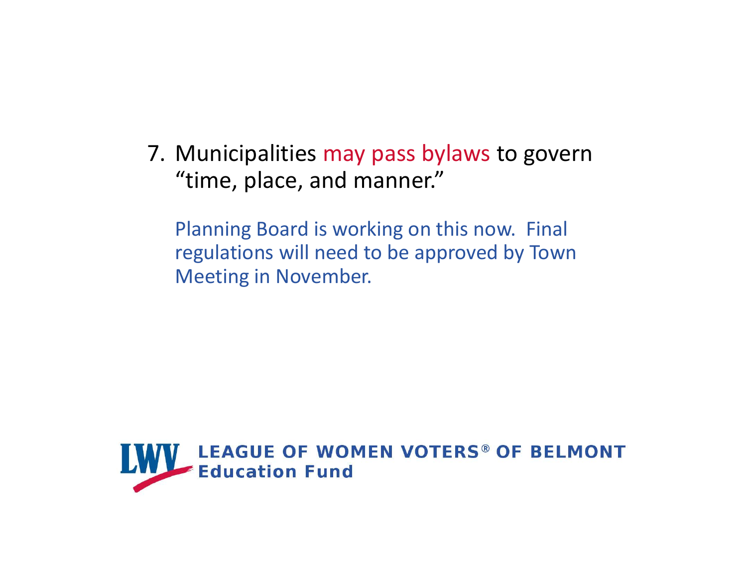7. Municipalities may pass bylaws to govern "time, place, and manner."

   Planning Board is working on this now. Final regulations will need to be approved by Town Meeting in November.

LWV LEAGUE OF WOMEN VOTERS® OF BELMONT
Education Fund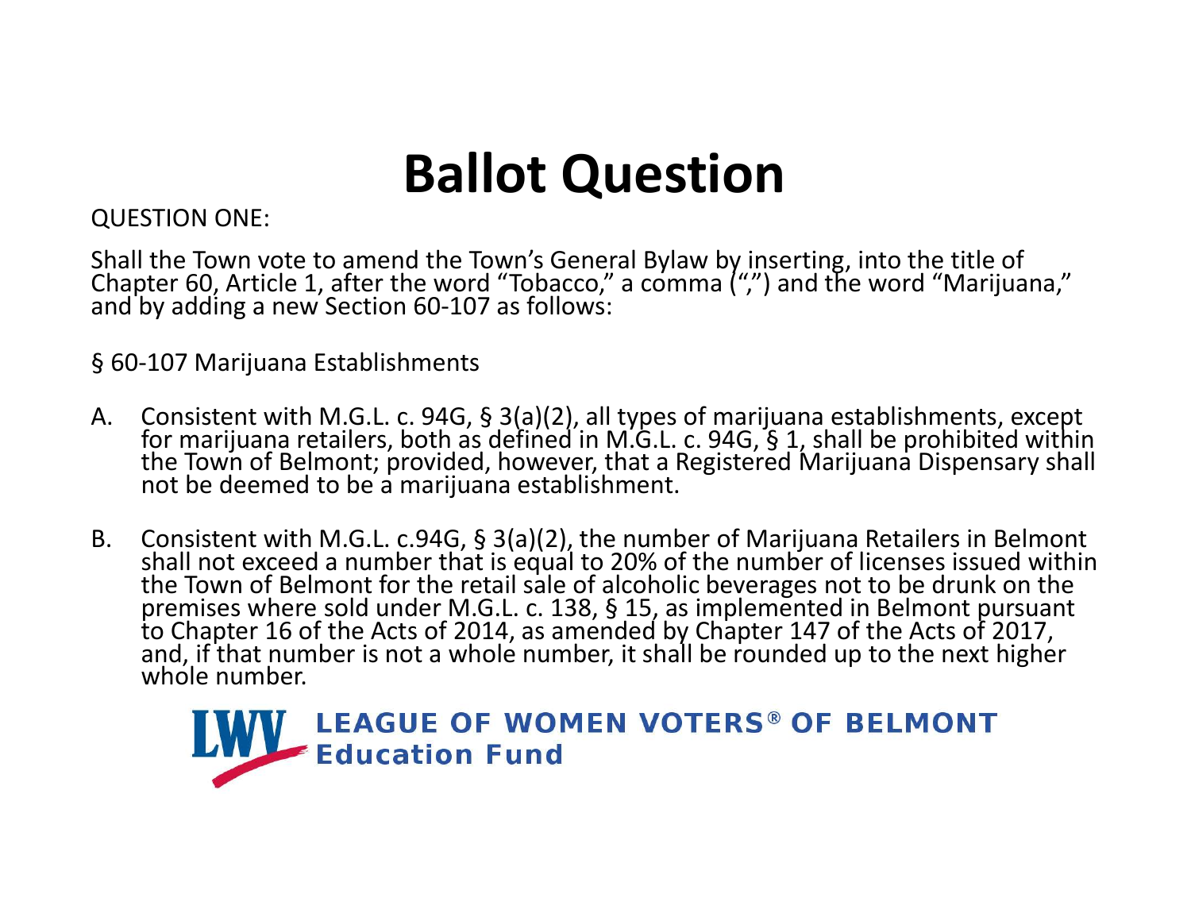# Ballot Question

QUESTION ONE:

Shall the Town vote to amend the Town's General Bylaw by inserting, into the title of Chapter 60, Article 1, after the word "Tobacco," a comma (",") and the word "Marijuana," and by adding a new Section 60-107 as follows:

§ 60-107 Marijuana Establishments

A. Consistent with M.G.L. c. 94G, § 3(a)(2), all types of marijuana establishments, except for marijuana retailers, both as defined in M.G.L. c. 94G, § 1, shall be prohibited within the Town of Belmont; provided, however, that a Registered Marijuana Dispensary shall not be deemed to be a marijuana establishment.

B. Consistent with M.G.L. c.94G, § 3(a)(2), the number of Marijuana Retailers in Belmont shall not exceed a number that is equal to 20% of the number of licenses issued within the Town of Belmont for the retail sale of alcoholic beverages not to be drunk on the premises where sold under M.G.L. c. 138, § 15, as implemented in Belmont pursuant to Chapter 16 of the Acts of 2014, as amended by Chapter 147 of the Acts of 2017, and, if that number is not a whole number, it shall be rounded up to the next higher whole number.

LWV LEAGUE OF WOMEN VOTERS® OF BELMONT Education Fund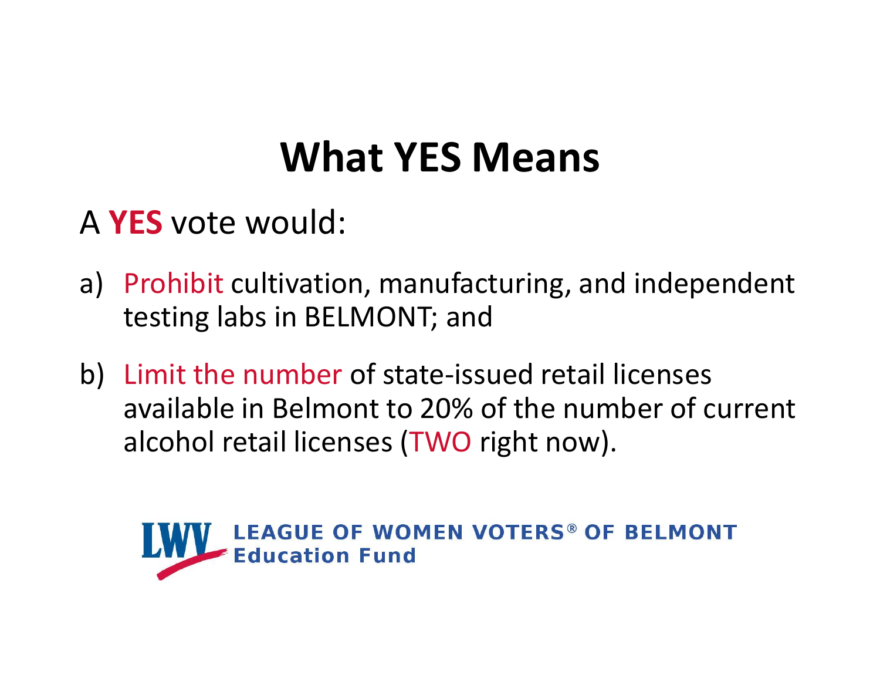# What YES Means

A **YES** vote would:

a) Prohibit cultivation, manufacturing, and independent testing labs in BELMONT; and

b) Limit the number of state-issued retail licenses available in Belmont to 20% of the number of current alcohol retail licenses (TWO right now).

LEAGUE OF WOMEN VOTERS® OF BELMONT
Education Fund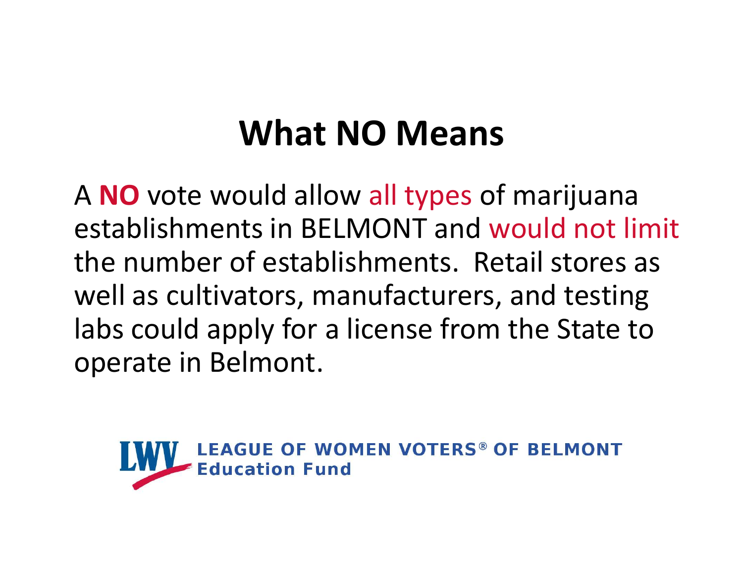# What NO Means

A **NO** vote would allow all types of marijuana establishments in BELMONT and would not limit the number of establishments. Retail stores as well as cultivators, manufacturers, and testing labs could apply for a license from the State to operate in Belmont.

LEAGUE OF WOMEN VOTERS® OF BELMONT
Education Fund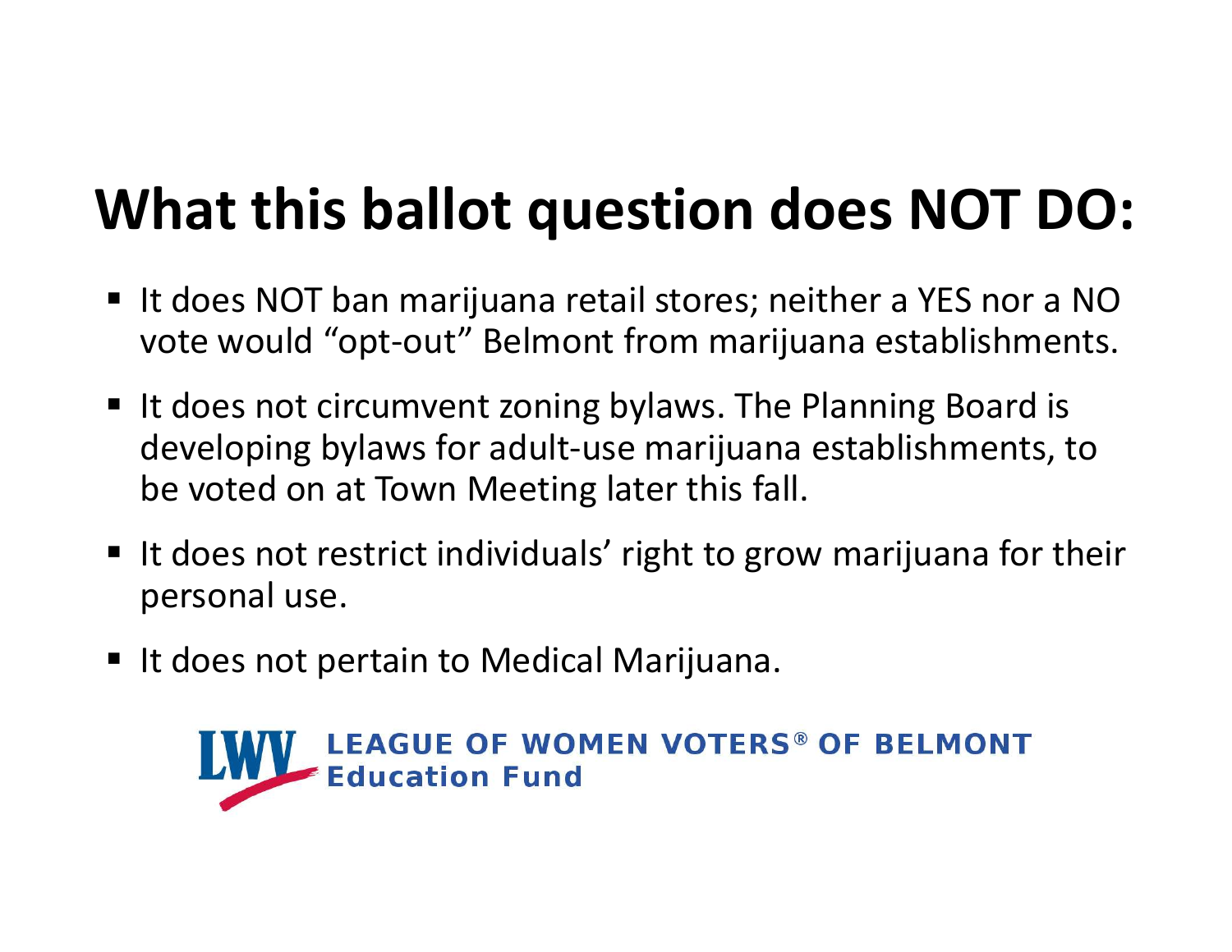# What this ballot question does NOT DO:

- It does NOT ban marijuana retail stores; neither a YES nor a NO vote would "opt-out" Belmont from marijuana establishments.
- It does not circumvent zoning bylaws. The Planning Board is developing bylaws for adult-use marijuana establishments, to be voted on at Town Meeting later this fall.
- It does not restrict individuals' right to grow marijuana for their personal use.
- It does not pertain to Medical Marijuana.

LWV LEAGUE OF WOMEN VOTERS® OF BELMONT Education Fund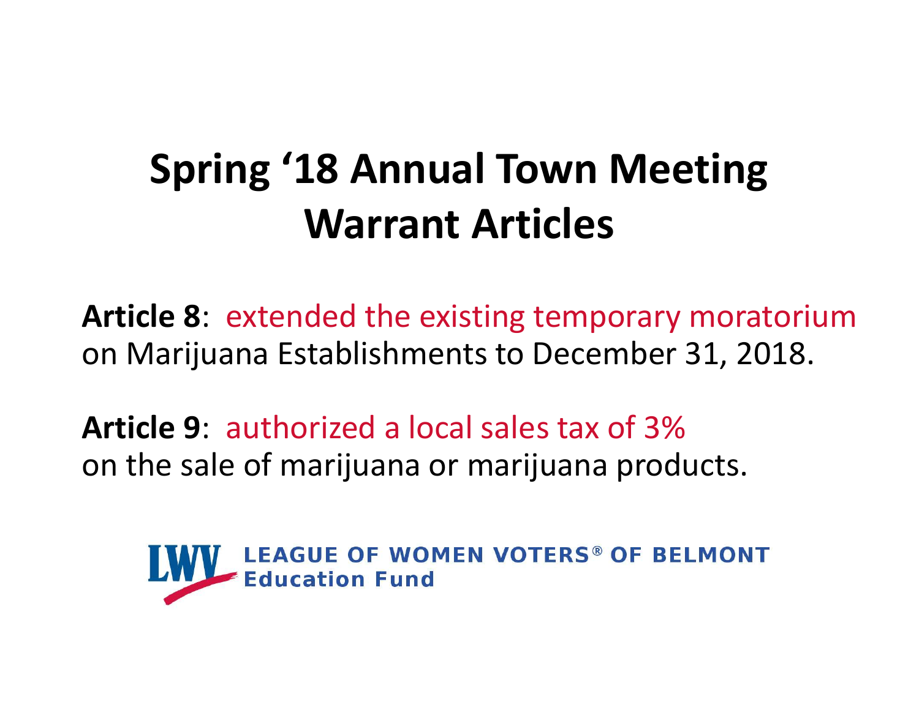# Spring '18 Annual Town Meeting Warrant Articles

**Article 8**: extended the existing temporary moratorium on Marijuana Establishments to December 31, 2018.

**Article 9**: authorized a local sales tax of 3% on the sale of marijuana or marijuana products.

LWV LEAGUE OF WOMEN VOTERS® OF BELMONT
Education Fund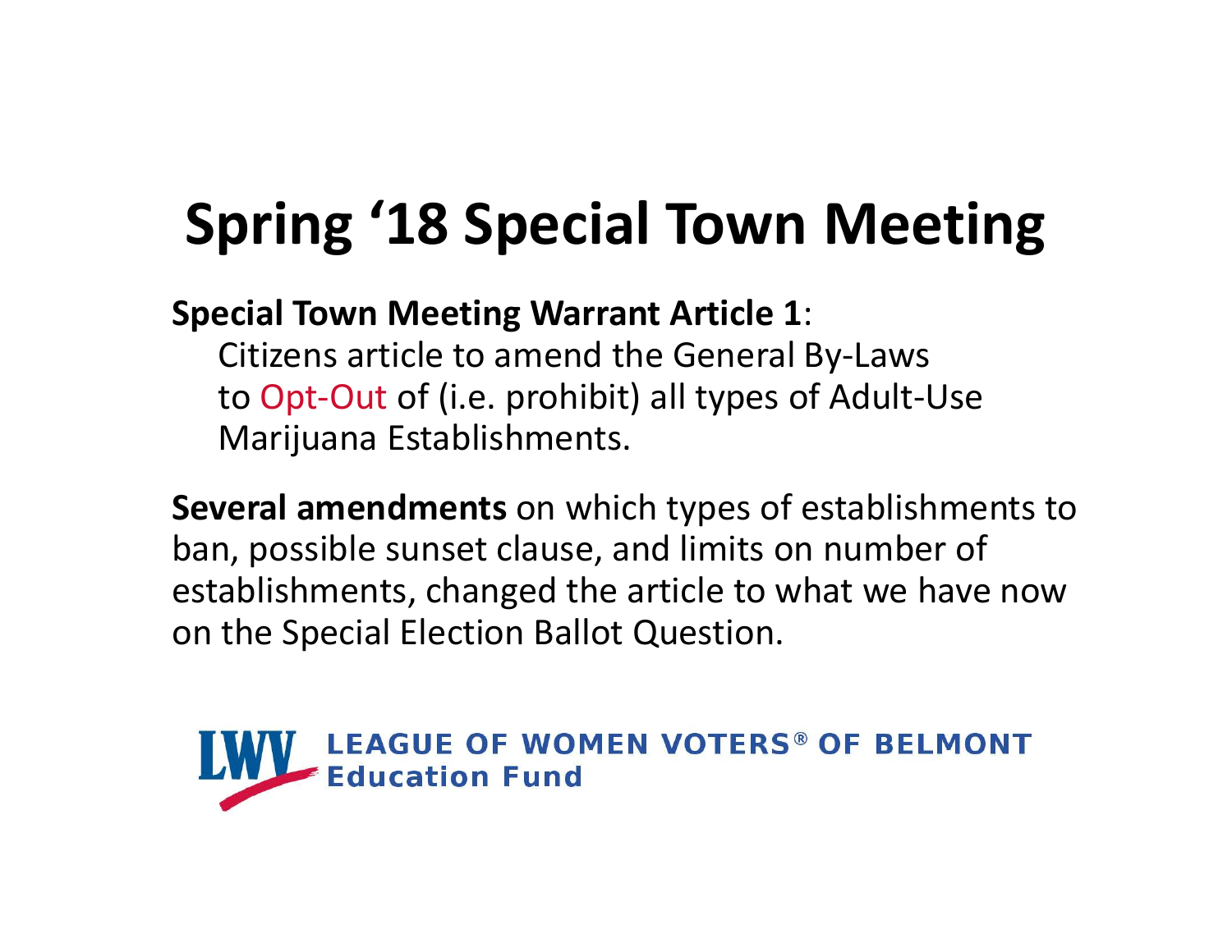# Spring '18 Special Town Meeting

**Special Town Meeting Warrant Article 1**:

Citizens article to amend the General By-Laws to Opt-Out of (i.e. prohibit) all types of Adult-Use Marijuana Establishments.

**Several amendments** on which types of establishments to ban, possible sunset clause, and limits on number of establishments, changed the article to what we have now on the Special Election Ballot Question.

LWV LEAGUE OF WOMEN VOTERS® OF BELMONT
Education Fund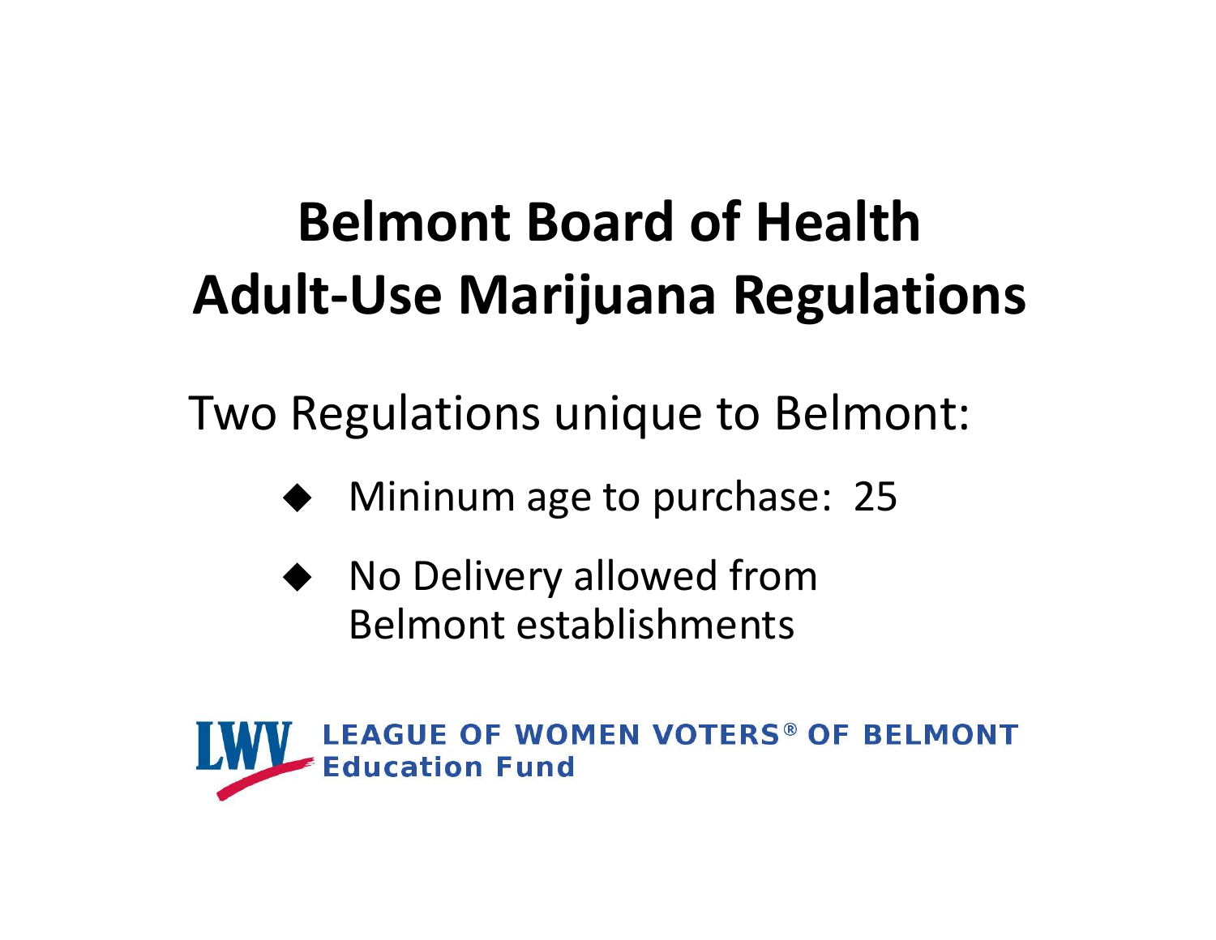# Belmont Board of Health
# Adult-Use Marijuana Regulations

Two Regulations unique to Belmont:

- Mininum age to purchase: 25
- No Delivery allowed from Belmont establishments

LEAGUE OF WOMEN VOTERS® OF BELMONT
Education Fund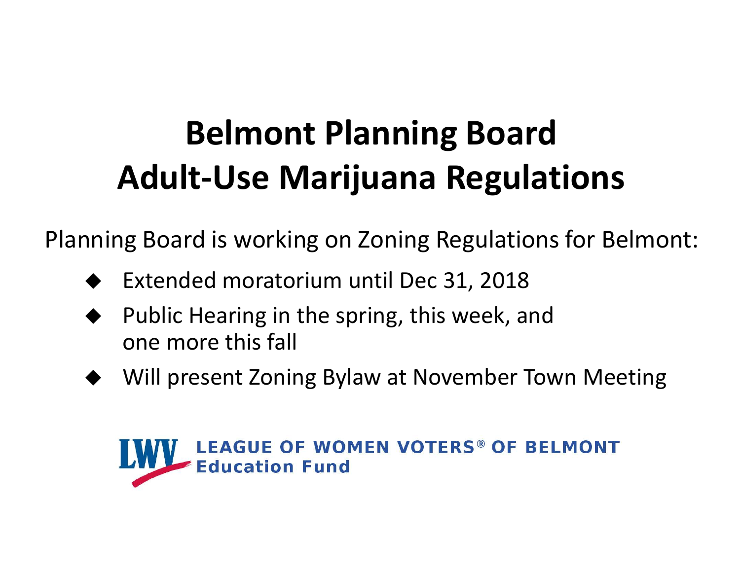# Belmont Planning Board
# Adult-Use Marijuana Regulations

Planning Board is working on Zoning Regulations for Belmont:

- Extended moratorium until Dec 31, 2018
- Public Hearing in the spring, this week, and one more this fall
- Will present Zoning Bylaw at November Town Meeting

LWV LEAGUE OF WOMEN VOTERS® OF BELMONT
Education Fund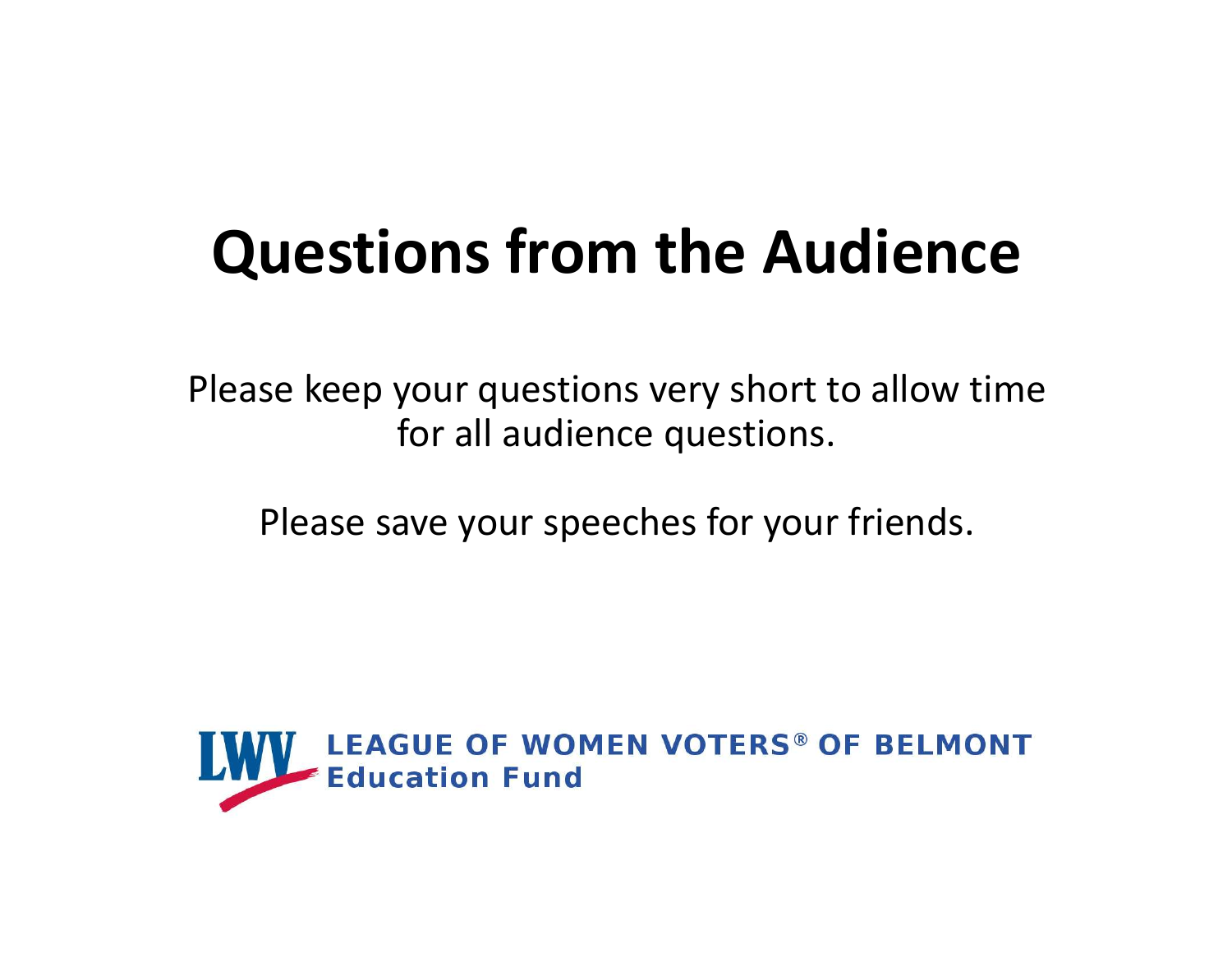# Questions from the Audience

Please keep your questions very short to allow time for all audience questions.

Please save your speeches for your friends.

LWV LEAGUE OF WOMEN VOTERS® OF BELMONT Education Fund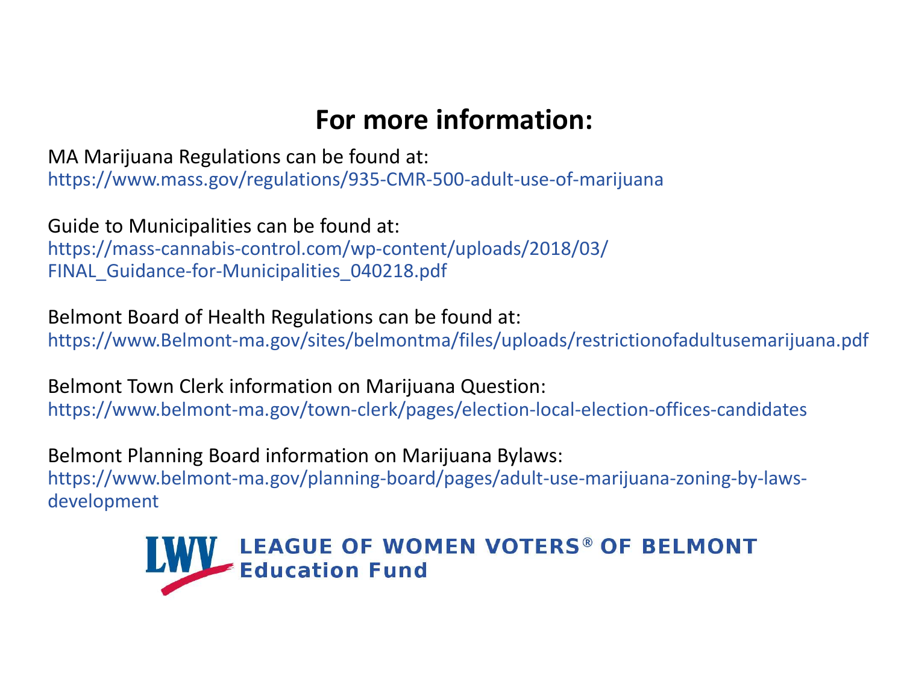# For more information:

MA Marijuana Regulations can be found at:
https://www.mass.gov/regulations/935-CMR-500-adult-use-of-marijuana

Guide to Municipalities can be found at:
https://mass-cannabis-control.com/wp-content/uploads/2018/03/FINAL_Guidance-for-Municipalities_040218.pdf

Belmont Board of Health Regulations can be found at:
https://www.Belmont-ma.gov/sites/belmontma/files/uploads/restrictionofadultusemarijuana.pdf

Belmont Town Clerk information on Marijuana Question:
https://www.belmont-ma.gov/town-clerk/pages/election-local-election-offices-candidates

Belmont Planning Board information on Marijuana Bylaws:
https://www.belmont-ma.gov/planning-board/pages/adult-use-marijuana-zoning-by-laws-development

LWV LEAGUE OF WOMEN VOTERS® OF BELMONT
Education Fund